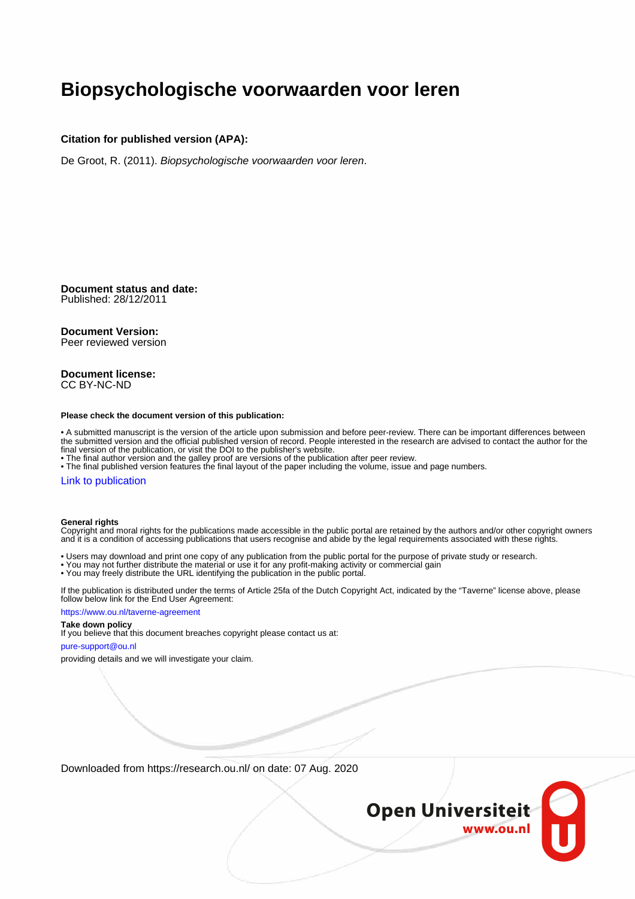# Biopsychologische voorwaarden voor leren

**Citation for published version (APA):**

De Groot, R. (2011). *Biopsychologische voorwaarden voor leren*.

**Document status and date:**
Published: 28/12/2011

**Document Version:**
Peer reviewed version

**Document license:**
CC BY-NC-ND

**Please check the document version of this publication:**

• A submitted manuscript is the version of the article upon submission and before peer-review. There can be important differences between the submitted version and the official published version of record. People interested in the research are advised to contact the author for the final version of the publication, or visit the DOI to the publisher's website.
• The final author version and the galley proof are versions of the publication after peer review.
• The final published version features the final layout of the paper including the volume, issue and page numbers.

Link to publication

**General rights**
Copyright and moral rights for the publications made accessible in the public portal are retained by the authors and/or other copyright owners and it is a condition of accessing publications that users recognise and abide by the legal requirements associated with these rights.

• Users may download and print one copy of any publication from the public portal for the purpose of private study or research.
• You may not further distribute the material or use it for any profit-making activity or commercial gain
• You may freely distribute the URL identifying the publication in the public portal.

If the publication is distributed under the terms of Article 25fa of the Dutch Copyright Act, indicated by the "Taverne" license above, please follow below link for the End User Agreement:

https://www.ou.nl/taverne-agreement

**Take down policy**
If you believe that this document breaches copyright please contact us at:

pure-support@ou.nl

providing details and we will investigate your claim.

Downloaded from https://research.ou.nl/ on date: 07 Aug. 2020

Open Universiteit
www.ou.nl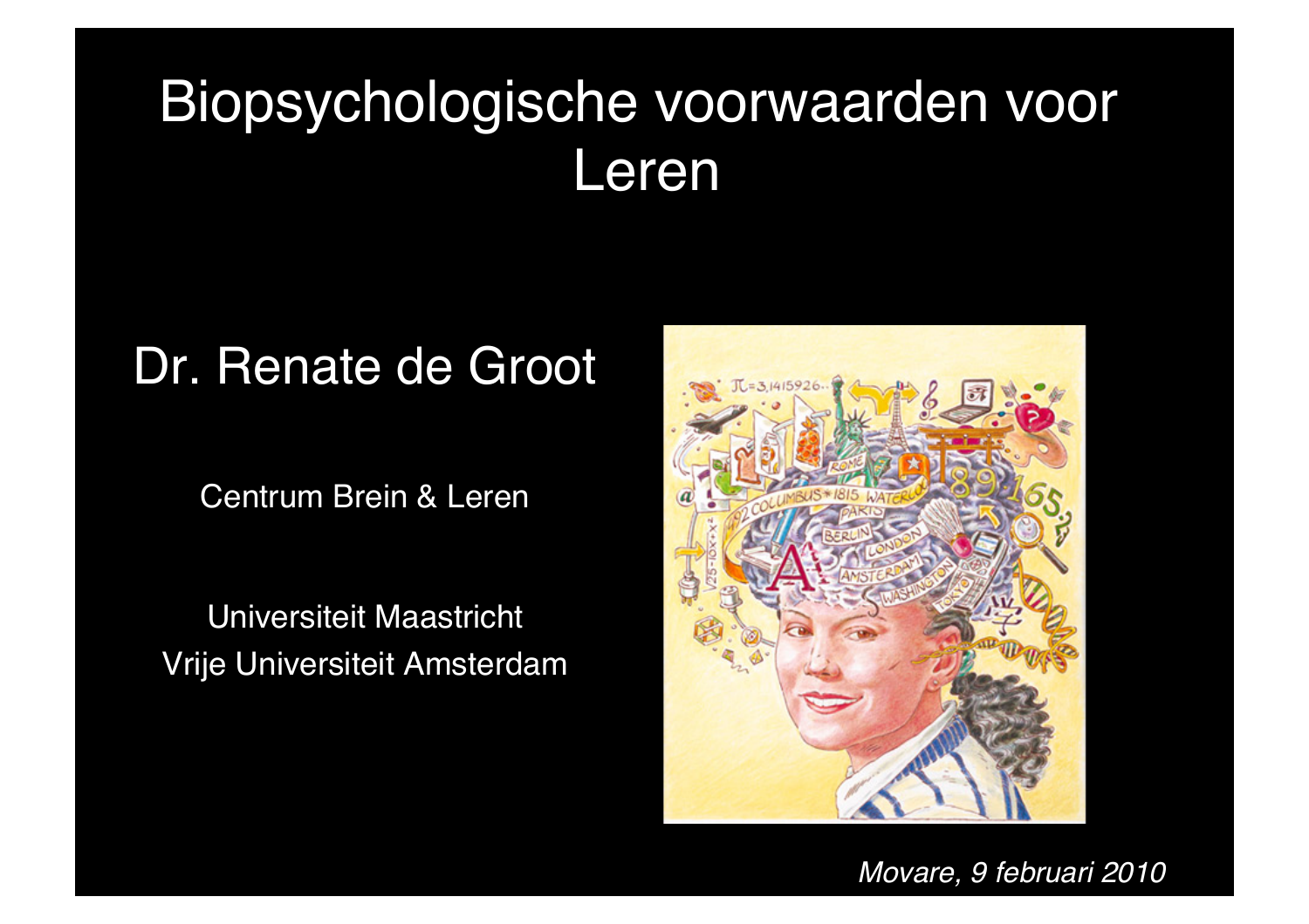# Biopsychologische voorwaarden voor Leren

## Dr. Renate de Groot

Centrum Brein & Leren

Universiteit Maastricht
Vrije Universiteit Amsterdam

*Movare, 9 februari 2010*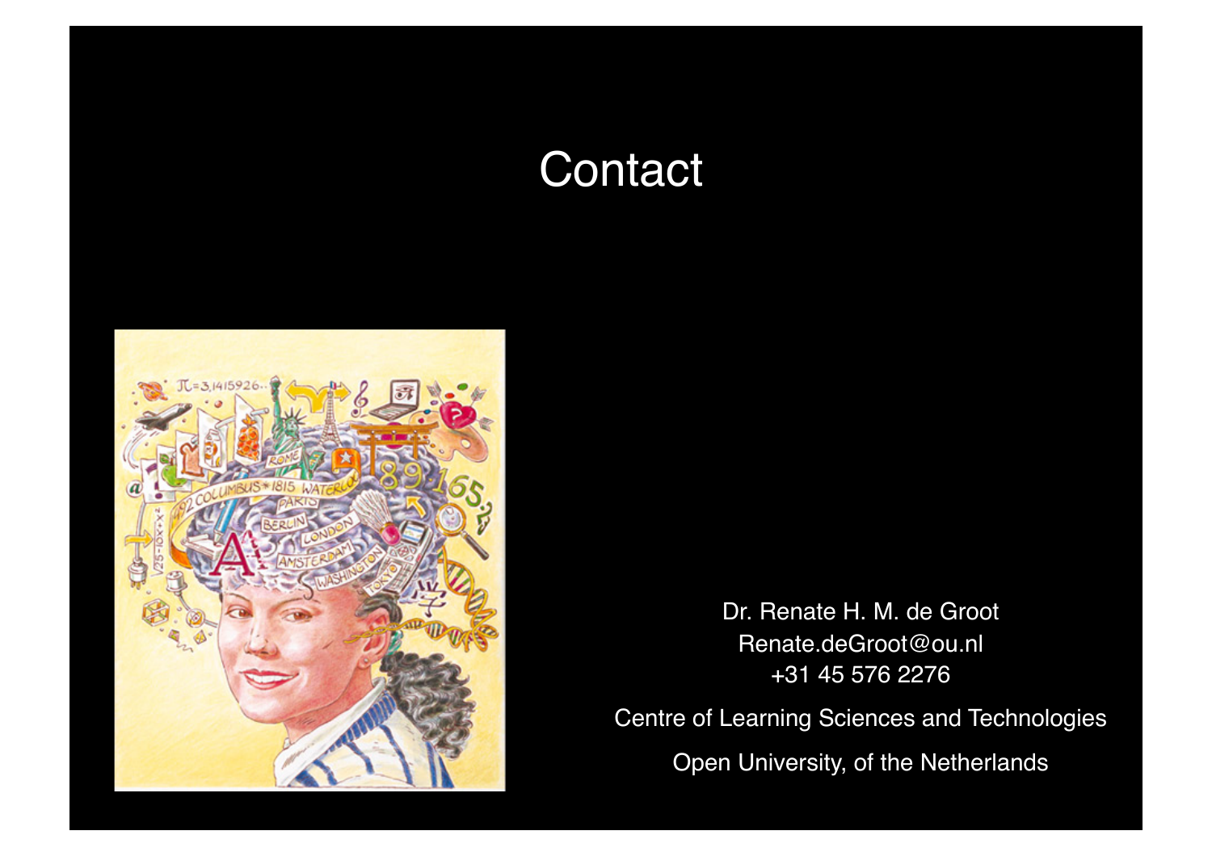# Contact

Dr. Renate H. M. de Groot
Renate.deGroot@ou.nl
+31 45 576 2276

Centre of Learning Sciences and Technologies

Open University, of the Netherlands